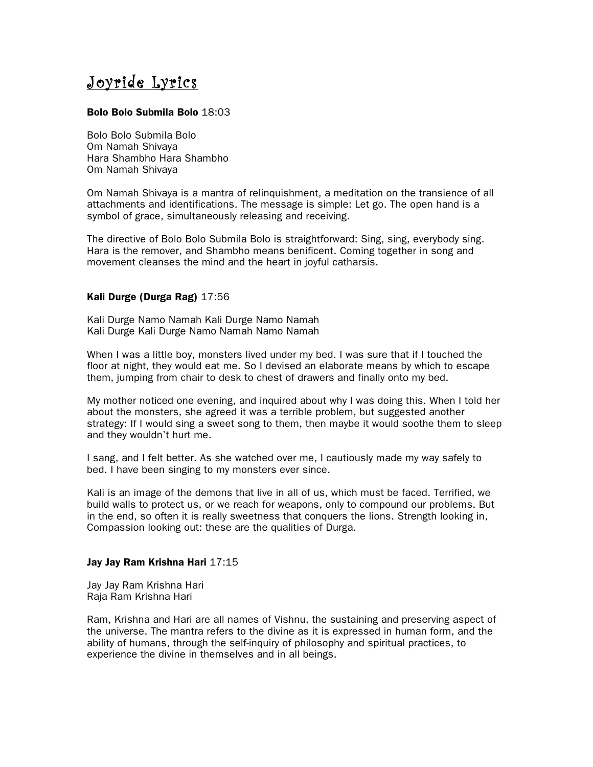# Joyride Lyrics

**Bolo Bolo Submila Bolo** 18:03

Bolo Bolo Submila Bolo
Om Namah Shivaya
Hara Shambho Hara Shambho
Om Namah Shivaya

Om Namah Shivaya is a mantra of relinquishment, a meditation on the transience of all attachments and identifications. The message is simple: Let go. The open hand is a symbol of grace, simultaneously releasing and receiving.

The directive of Bolo Bolo Submila Bolo is straightforward: Sing, sing, everybody sing. Hara is the remover, and Shambho means benificent. Coming together in song and movement cleanses the mind and the heart in joyful catharsis.

**Kali Durge (Durga Rag)** 17:56

Kali Durge Namo Namah Kali Durge Namo Namah
Kali Durge Kali Durge Namo Namah Namo Namah

When I was a little boy, monsters lived under my bed. I was sure that if I touched the floor at night, they would eat me. So I devised an elaborate means by which to escape them, jumping from chair to desk to chest of drawers and finally onto my bed.

My mother noticed one evening, and inquired about why I was doing this. When I told her about the monsters, she agreed it was a terrible problem, but suggested another strategy: If I would sing a sweet song to them, then maybe it would soothe them to sleep and they wouldn't hurt me.

I sang, and I felt better. As she watched over me, I cautiously made my way safely to bed. I have been singing to my monsters ever since.

Kali is an image of the demons that live in all of us, which must be faced. Terrified, we build walls to protect us, or we reach for weapons, only to compound our problems. But in the end, so often it is really sweetness that conquers the lions. Strength looking in, Compassion looking out: these are the qualities of Durga.

**Jay Jay Ram Krishna Hari** 17:15

Jay Jay Ram Krishna Hari
Raja Ram Krishna Hari

Ram, Krishna and Hari are all names of Vishnu, the sustaining and preserving aspect of the universe. The mantra refers to the divine as it is expressed in human form, and the ability of humans, through the self-inquiry of philosophy and spiritual practices, to experience the divine in themselves and in all beings.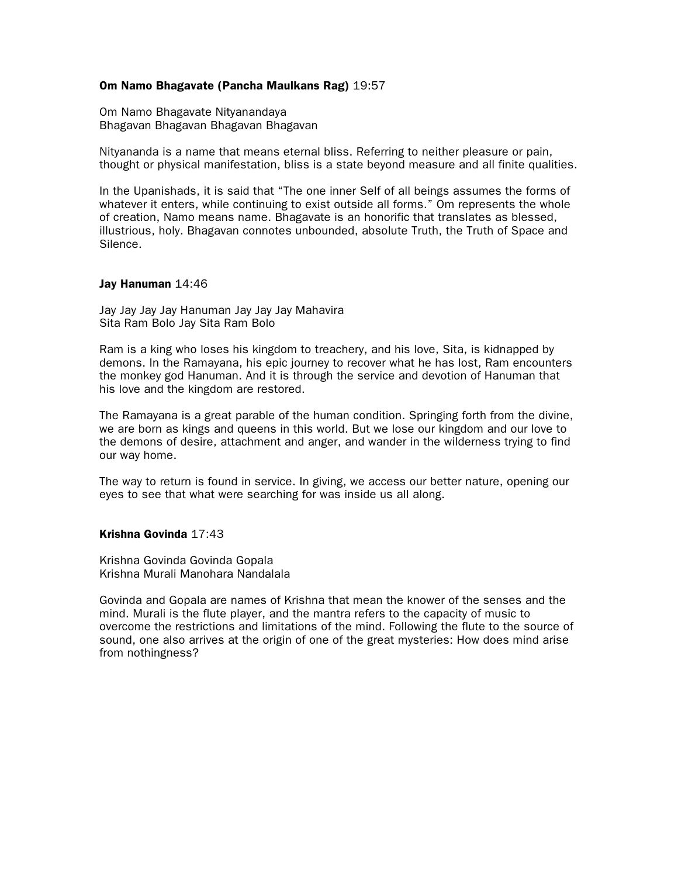**Om Namo Bhagavate (Pancha Maulkans Rag)** 19:57

Om Namo Bhagavate Nityanandaya
Bhagavan Bhagavan Bhagavan Bhagavan

Nityananda is a name that means eternal bliss. Referring to neither pleasure or pain, thought or physical manifestation, bliss is a state beyond measure and all finite qualities.

In the Upanishads, it is said that "The one inner Self of all beings assumes the forms of whatever it enters, while continuing to exist outside all forms." Om represents the whole of creation, Namo means name. Bhagavate is an honorific that translates as blessed, illustrious, holy. Bhagavan connotes unbounded, absolute Truth, the Truth of Space and Silence.

**Jay Hanuman** 14:46

Jay Jay Jay Jay Hanuman Jay Jay Jay Mahavira
Sita Ram Bolo Jay Sita Ram Bolo

Ram is a king who loses his kingdom to treachery, and his love, Sita, is kidnapped by demons. In the Ramayana, his epic journey to recover what he has lost, Ram encounters the monkey god Hanuman. And it is through the service and devotion of Hanuman that his love and the kingdom are restored.

The Ramayana is a great parable of the human condition. Springing forth from the divine, we are born as kings and queens in this world. But we lose our kingdom and our love to the demons of desire, attachment and anger, and wander in the wilderness trying to find our way home.

The way to return is found in service. In giving, we access our better nature, opening our eyes to see that what were searching for was inside us all along.

**Krishna Govinda** 17:43

Krishna Govinda Govinda Gopala
Krishna Murali Manohara Nandalala

Govinda and Gopala are names of Krishna that mean the knower of the senses and the mind. Murali is the flute player, and the mantra refers to the capacity of music to overcome the restrictions and limitations of the mind. Following the flute to the source of sound, one also arrives at the origin of one of the great mysteries: How does mind arise from nothingness?